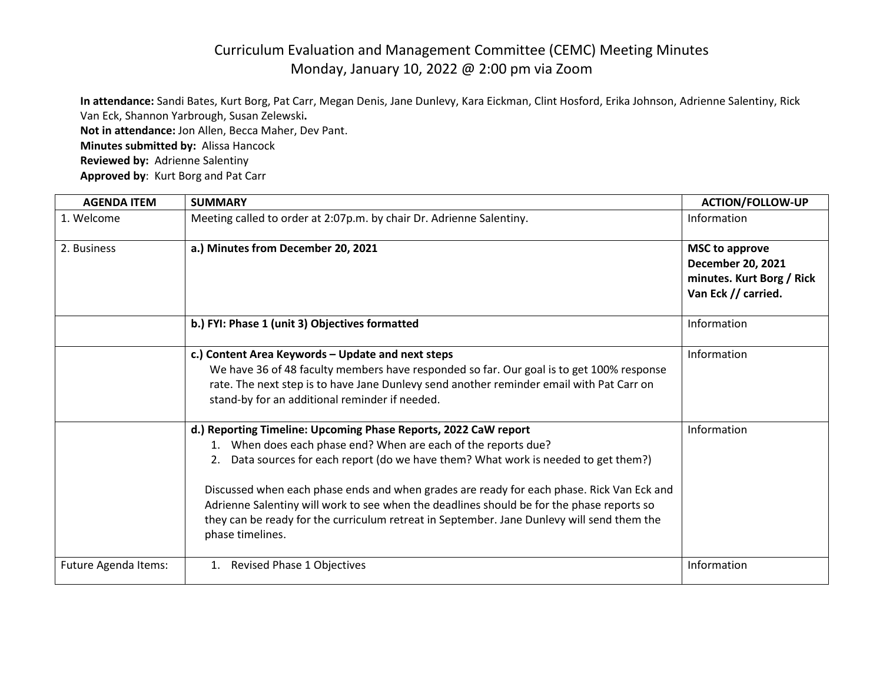# Curriculum Evaluation and Management Committee (CEMC) Meeting Minutes

## Monday, January 10, 2022 @ 2:00 pm via Zoom

**In attendance:** Sandi Bates, Kurt Borg, Pat Carr, Megan Denis, Jane Dunlevy, Kara Eickman, Clint Hosford, Erika Johnson, Adrienne Salentiny, Rick Van Eck, Shannon Yarbrough, Susan Zelewski**.**
**Not in attendance:** Jon Allen, Becca Maher, Dev Pant.
**Minutes submitted by:** Alissa Hancock
**Reviewed by:** Adrienne Salentiny
**Approved by**: Kurt Borg and Pat Carr

| AGENDA ITEM | SUMMARY | ACTION/FOLLOW-UP |
|---|---|---|
| 1. Welcome | Meeting called to order at 2:07p.m. by chair Dr. Adrienne Salentiny. | Information |
| 2. Business | **a.) Minutes from December 20, 2021** | **MSC to approve December 20, 2021 minutes. Kurt Borg / Rick Van Eck // carried.** |
| | **b.) FYI: Phase 1 (unit 3) Objectives formatted** | Information |
| | **c.) Content Area Keywords – Update and next steps**<br>We have 36 of 48 faculty members have responded so far. Our goal is to get 100% response rate. The next step is to have Jane Dunlevy send another reminder email with Pat Carr on stand-by for an additional reminder if needed. | Information |
| | **d.) Reporting Timeline: Upcoming Phase Reports, 2022 CaW report**<br>1. When does each phase end? When are each of the reports due?<br>2. Data sources for each report (do we have them? What work is needed to get them?)<br><br>Discussed when each phase ends and when grades are ready for each phase. Rick Van Eck and Adrienne Salentiny will work to see when the deadlines should be for the phase reports so they can be ready for the curriculum retreat in September. Jane Dunlevy will send them the phase timelines. | Information |
| Future Agenda Items: | 1. Revised Phase 1 Objectives | Information |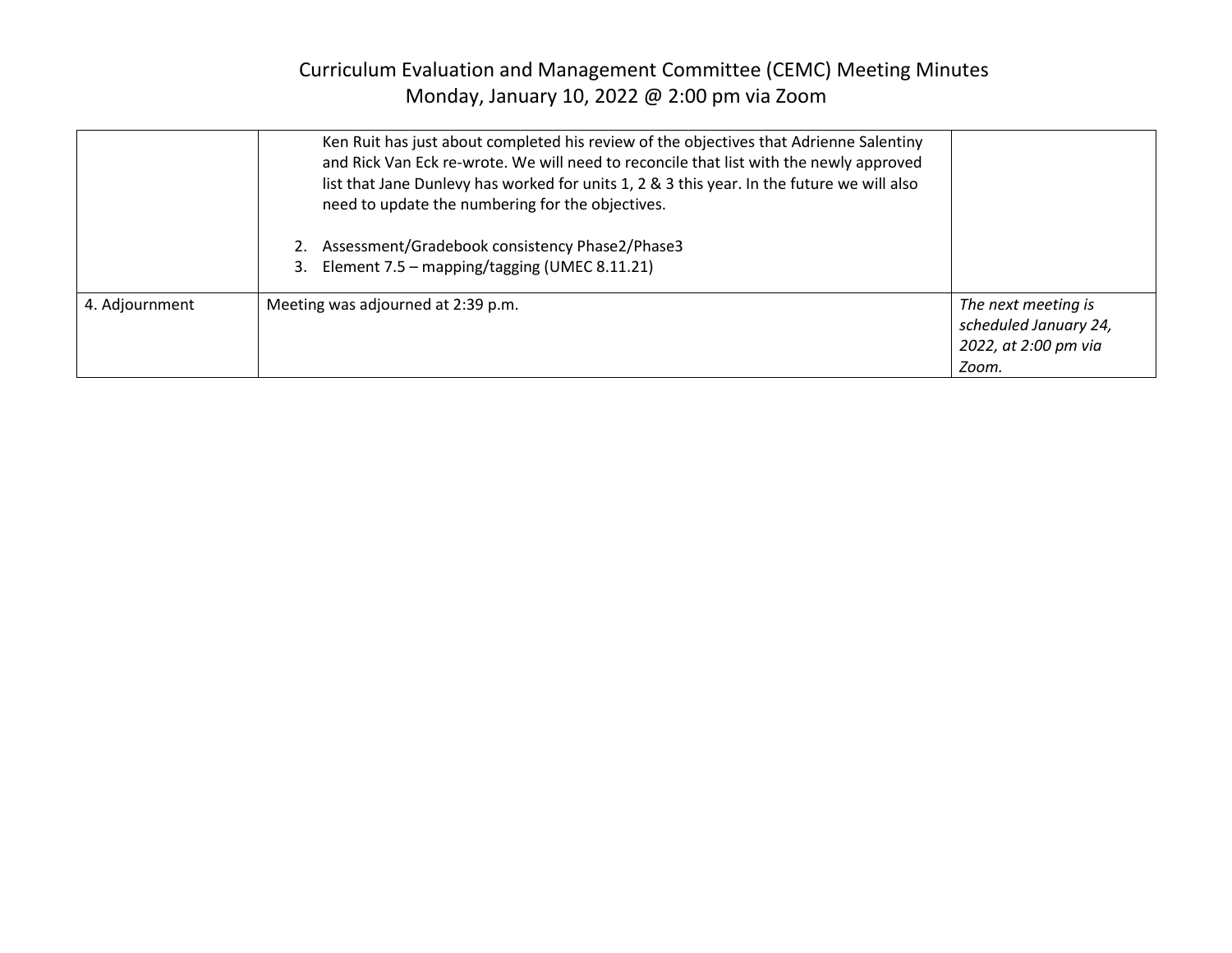# Curriculum Evaluation and Management Committee (CEMC) Meeting Minutes
## Monday, January 10, 2022 @ 2:00 pm via Zoom

| | | |
|---|---|---|
| | Ken Ruit has just about completed his review of the objectives that Adrienne Salentiny and Rick Van Eck re-wrote. We will need to reconcile that list with the newly approved list that Jane Dunlevy has worked for units 1, 2 & 3 this year. In the future we will also need to update the numbering for the objectives.<br><br>2. Assessment/Gradebook consistency Phase2/Phase3<br>3. Element 7.5 – mapping/tagging (UMEC 8.11.21) | |
| 4. Adjournment | Meeting was adjourned at 2:39 p.m. | *The next meeting is scheduled January 24, 2022, at 2:00 pm via Zoom.* |